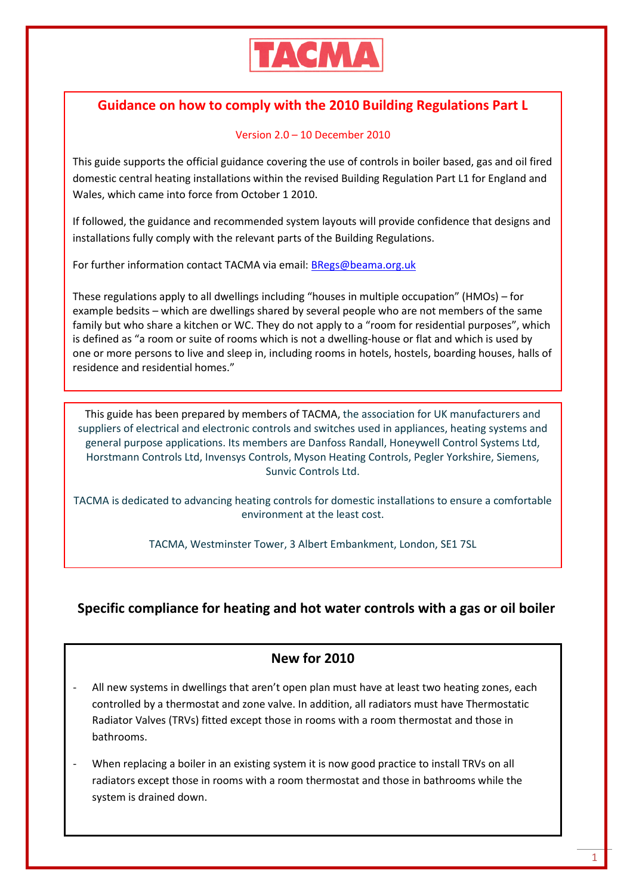TACMA

## Guidance on how to comply with the 2010 Building Regulations Part L

Version 2.0 – 10 December 2010

This guide supports the official guidance covering the use of controls in boiler based, gas and oil fired domestic central heating installations within the revised Building Regulation Part L1 for England and Wales, which came into force from October 1 2010.

If followed, the guidance and recommended system layouts will provide confidence that designs and installations fully comply with the relevant parts of the Building Regulations.

For further information contact TACMA via email: BRegs@beama.org.uk

These regulations apply to all dwellings including "houses in multiple occupation" (HMOs) – for example bedsits – which are dwellings shared by several people who are not members of the same family but who share a kitchen or WC. They do not apply to a "room for residential purposes", which is defined as "a room or suite of rooms which is not a dwelling-house or flat and which is used by one or more persons to live and sleep in, including rooms in hotels, hostels, boarding houses, halls of residence and residential homes."

This guide has been prepared by members of TACMA, the association for UK manufacturers and suppliers of electrical and electronic controls and switches used in appliances, heating systems and general purpose applications. Its members are Danfoss Randall, Honeywell Control Systems Ltd, Horstmann Controls Ltd, Invensys Controls, Myson Heating Controls, Pegler Yorkshire, Siemens, Sunvic Controls Ltd.

TACMA is dedicated to advancing heating controls for domestic installations to ensure a comfortable environment at the least cost.

TACMA, Westminster Tower, 3 Albert Embankment, London, SE1 7SL

## Specific compliance for heating and hot water controls with a gas or oil boiler

### New for 2010

- All new systems in dwellings that aren't open plan must have at least two heating zones, each controlled by a thermostat and zone valve. In addition, all radiators must have Thermostatic Radiator Valves (TRVs) fitted except those in rooms with a room thermostat and those in bathrooms.
- When replacing a boiler in an existing system it is now good practice to install TRVs on all radiators except those in rooms with a room thermostat and those in bathrooms while the system is drained down.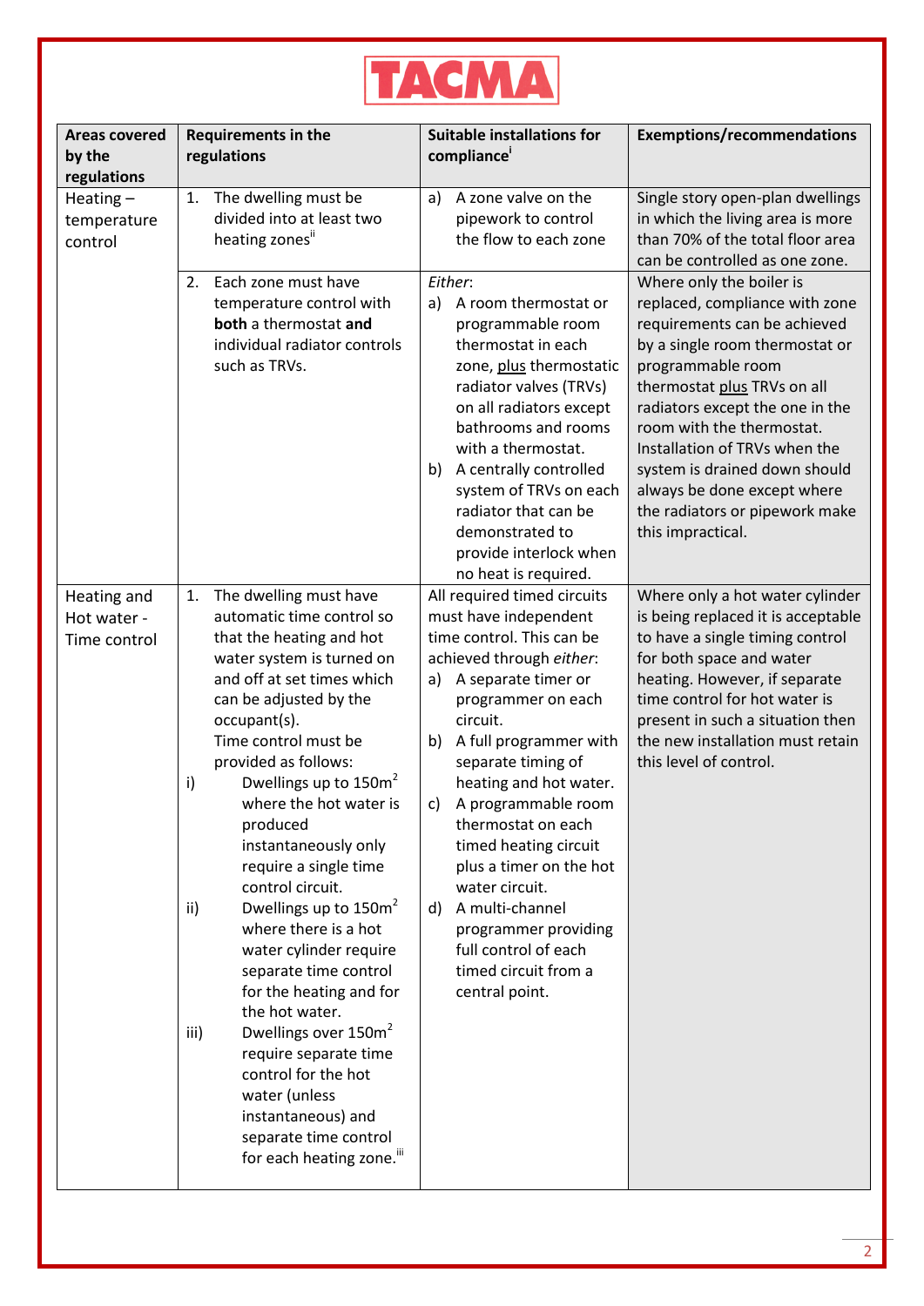# TACMA

| Areas covered by the regulations | Requirements in the regulations | Suitable installations for compliance[i] | Exemptions/recommendations |
|---|---|---|---|
| Heating – temperature control | 1. The dwelling must be divided into at least two heating zones[ii] | a) A zone valve on the pipework to control the flow to each zone | Single story open-plan dwellings in which the living area is more than 70% of the total floor area can be controlled as one zone. |
| | 2. Each zone must have temperature control with **both** a thermostat **and** individual radiator controls such as TRVs. | *Either*:<br>a) A room thermostat or programmable room thermostat in each zone, plus thermostatic radiator valves (TRVs) on all radiators except bathrooms and rooms with a thermostat.<br>b) A centrally controlled system of TRVs on each radiator that can be demonstrated to provide interlock when no heat is required. | Where only the boiler is replaced, compliance with zone requirements can be achieved by a single room thermostat or programmable room thermostat plus TRVs on all radiators except the one in the room with the thermostat. Installation of TRVs when the system is drained down should always be done except where the radiators or pipework make this impractical. |
| Heating and Hot water - Time control | 1. The dwelling must have automatic time control so that the heating and hot water system is turned on and off at set times which can be adjusted by the occupant(s).<br>Time control must be provided as follows:<br>i) Dwellings up to 150m² where the hot water is produced instantaneously only require a single time control circuit.<br>ii) Dwellings up to 150m² where there is a hot water cylinder require separate time control for the heating and for the hot water.<br>iii) Dwellings over 150m² require separate time control for the hot water (unless instantaneous) and separate time control for each heating zone.[iii] | All required timed circuits must have independent time control. This can be achieved through *either*:<br>a) A separate timer or programmer on each circuit.<br>b) A full programmer with separate timing of heating and hot water.<br>c) A programmable room thermostat on each timed heating circuit plus a timer on the hot water circuit.<br>d) A multi-channel programmer providing full control of each timed circuit from a central point. | Where only a hot water cylinder is being replaced it is acceptable to have a single timing control for both space and water heating. However, if separate time control for hot water is present in such a situation then the new installation must retain this level of control. |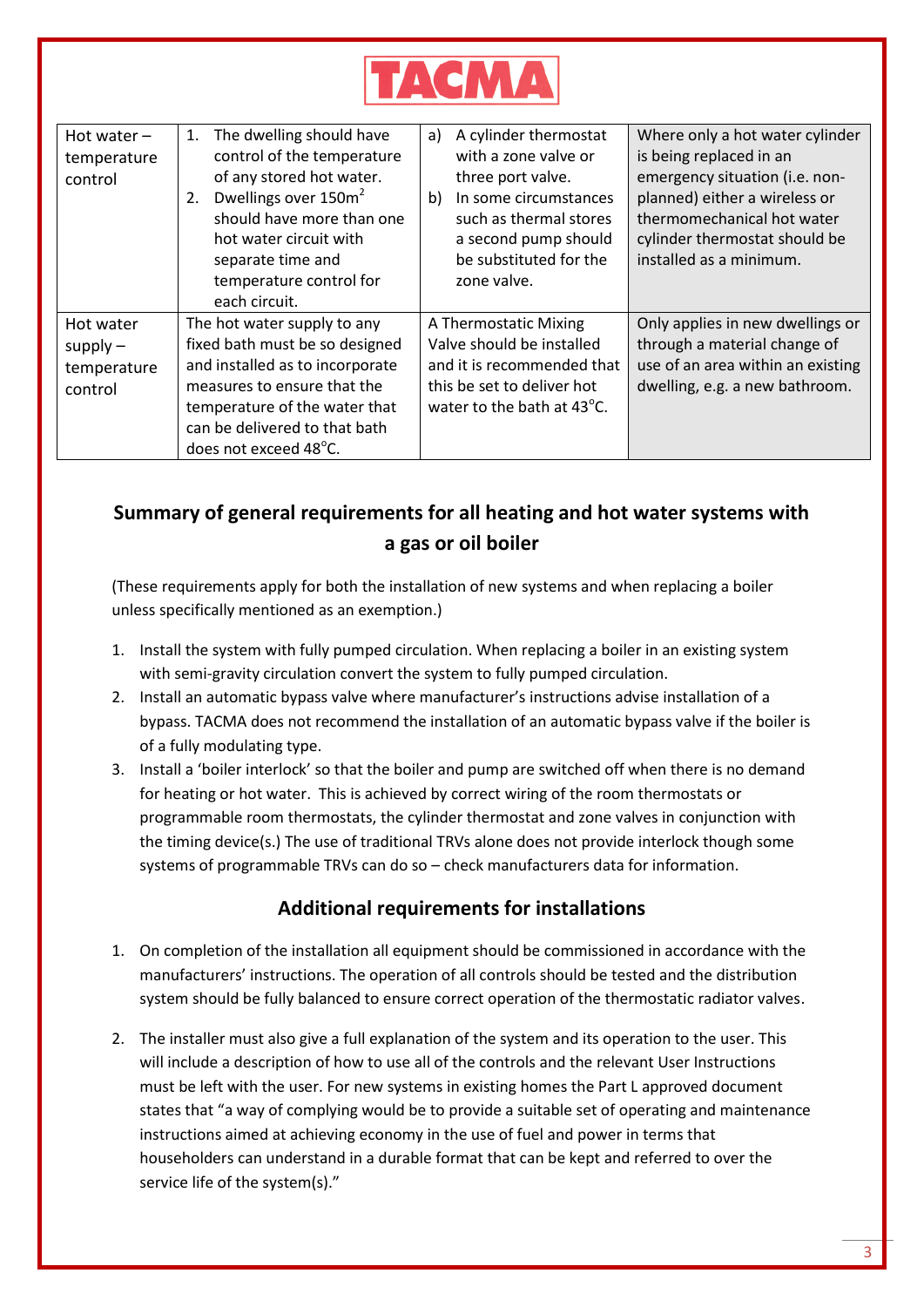| Hot water – temperature control | 1. The dwelling should have control of the temperature of any stored hot water.<br>2. Dwellings over 150m$^2$ should have more than one hot water circuit with separate time and temperature control for each circuit. | a) A cylinder thermostat with a zone valve or three port valve.<br>b) In some circumstances such as thermal stores a second pump should be substituted for the zone valve. | Where only a hot water cylinder is being replaced in an emergency situation (i.e. non-planned) either a wireless or thermomechanical hot water cylinder thermostat should be installed as a minimum. |
|---|---|---|---|
| Hot water supply – temperature control | The hot water supply to any fixed bath must be so designed and installed as to incorporate measures to ensure that the temperature of the water that can be delivered to that bath does not exceed 48°C. | A Thermostatic Mixing Valve should be installed and it is recommended that this be set to deliver hot water to the bath at 43°C. | Only applies in new dwellings or through a material change of use of an area within an existing dwelling, e.g. a new bathroom. |

## Summary of general requirements for all heating and hot water systems with a gas or oil boiler

(These requirements apply for both the installation of new systems and when replacing a boiler unless specifically mentioned as an exemption.)

1. Install the system with fully pumped circulation. When replacing a boiler in an existing system with semi-gravity circulation convert the system to fully pumped circulation.
2. Install an automatic bypass valve where manufacturer's instructions advise installation of a bypass. TACMA does not recommend the installation of an automatic bypass valve if the boiler is of a fully modulating type.
3. Install a 'boiler interlock' so that the boiler and pump are switched off when there is no demand for heating or hot water. This is achieved by correct wiring of the room thermostats or programmable room thermostats, the cylinder thermostat and zone valves in conjunction with the timing device(s.) The use of traditional TRVs alone does not provide interlock though some systems of programmable TRVs can do so – check manufacturers data for information.

## Additional requirements for installations

1. On completion of the installation all equipment should be commissioned in accordance with the manufacturers' instructions. The operation of all controls should be tested and the distribution system should be fully balanced to ensure correct operation of the thermostatic radiator valves.

2. The installer must also give a full explanation of the system and its operation to the user. This will include a description of how to use all of the controls and the relevant User Instructions must be left with the user. For new systems in existing homes the Part L approved document states that "a way of complying would be to provide a suitable set of operating and maintenance instructions aimed at achieving economy in the use of fuel and power in terms that householders can understand in a durable format that can be kept and referred to over the service life of the system(s)."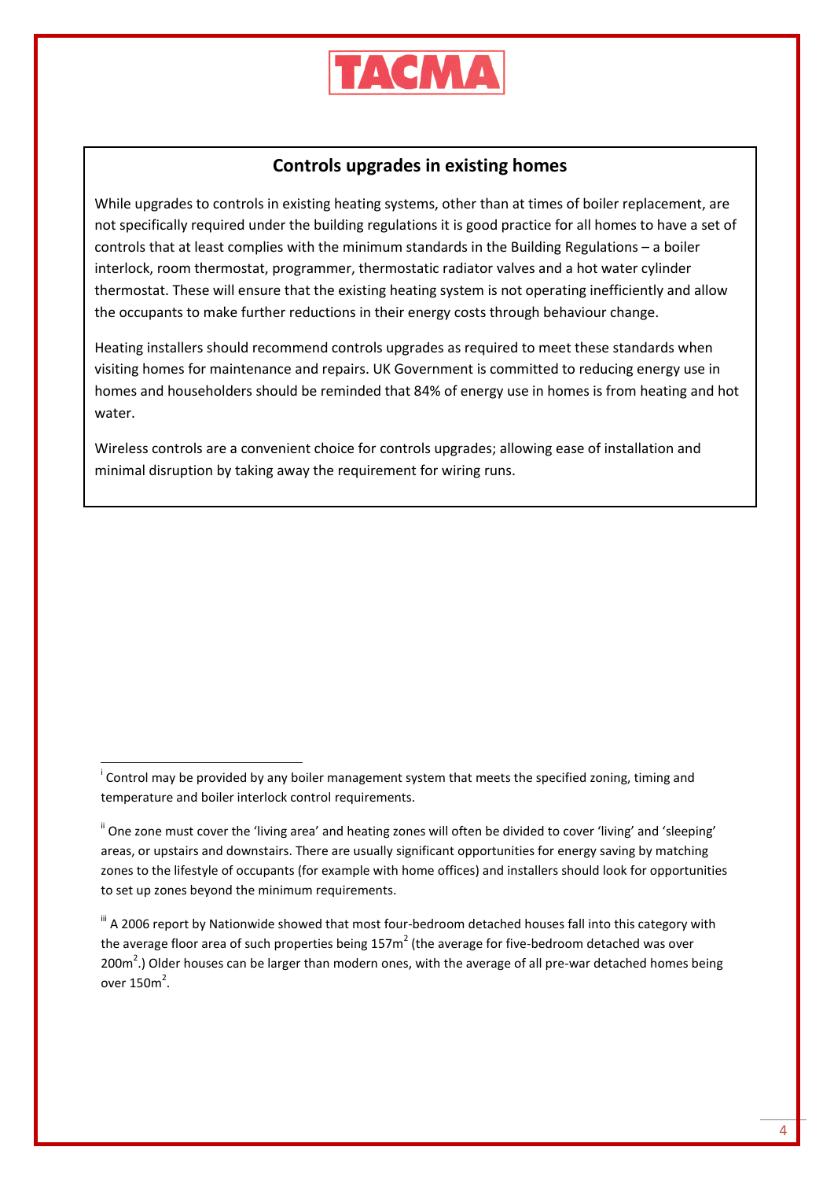## Controls upgrades in existing homes

While upgrades to controls in existing heating systems, other than at times of boiler replacement, are not specifically required under the building regulations it is good practice for all homes to have a set of controls that at least complies with the minimum standards in the Building Regulations – a boiler interlock, room thermostat, programmer, thermostatic radiator valves and a hot water cylinder thermostat. These will ensure that the existing heating system is not operating inefficiently and allow the occupants to make further reductions in their energy costs through behaviour change.

Heating installers should recommend controls upgrades as required to meet these standards when visiting homes for maintenance and repairs. UK Government is committed to reducing energy use in homes and householders should be reminded that 84% of energy use in homes is from heating and hot water.

Wireless controls are a convenient choice for controls upgrades; allowing ease of installation and minimal disruption by taking away the requirement for wiring runs.

---

[i] Control may be provided by any boiler management system that meets the specified zoning, timing and temperature and boiler interlock control requirements.

[ii] One zone must cover the 'living area' and heating zones will often be divided to cover 'living' and 'sleeping' areas, or upstairs and downstairs. There are usually significant opportunities for energy saving by matching zones to the lifestyle of occupants (for example with home offices) and installers should look for opportunities to set up zones beyond the minimum requirements.

[iii] A 2006 report by Nationwide showed that most four-bedroom detached houses fall into this category with the average floor area of such properties being 157m$^2$ (the average for five-bedroom detached was over 200m$^2$.) Older houses can be larger than modern ones, with the average of all pre-war detached homes being over 150m$^2$.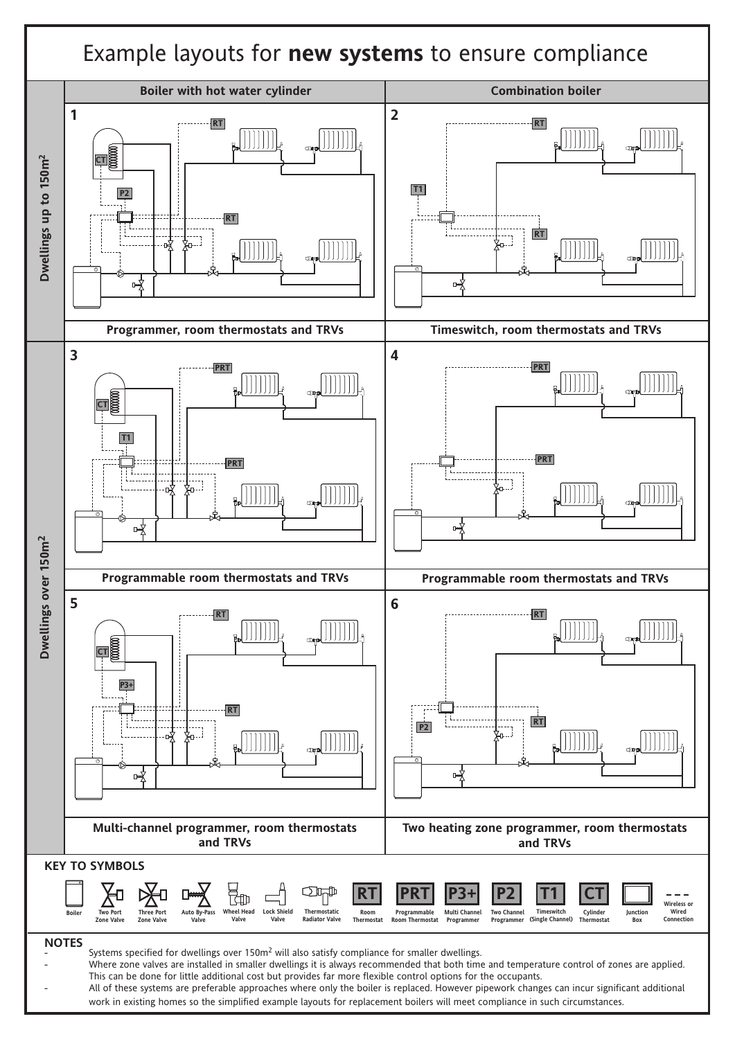# Example layouts for **new systems** to ensure compliance

| | Boiler with hot water cylinder | Combination boiler |
|---|---|---|
| **Dwellings up to 150m²** | **1** Programmer, room thermostats and TRVs | **2** Timeswitch, room thermostats and TRVs |
| **Dwellings over 150m²** | **3** Programmable room thermostats and TRVs | **4** Programmable room thermostats and TRVs |
| | **5** Multi-channel programmer, room thermostats and TRVs | **6** Two heating zone programmer, room thermostats and TRVs |

## KEY TO SYMBOLS

- Boiler
- Two Port Zone Valve
- Three Port Zone Valve
- Auto By-Pass Valve
- Wheel Head Valve
- Lock Shield Valve
- Thermostatic Radiator Valve
- RT – Room Thermostat
- PRT – Programmable Room Thermostat
- P3+ – Multi Channel Programmer
- P2 – Two Channel Programmer
- T1 – Timeswitch (Single Channel)
- CT – Cylinder Thermostat
- Junction Box
- - - Wireless or Wired Connection

## NOTES

- Systems specified for dwellings over 150m² will also satisfy compliance for smaller dwellings.
- Where zone valves are installed in smaller dwellings it is always recommended that both time and temperature control of zones are applied. This can be done for little additional cost but provides far more flexible control options for the occupants.
- All of these systems are preferable approaches where only the boiler is replaced. However pipework changes can incur significant additional work in existing homes so the simplified example layouts for replacement boilers will meet compliance in such circumstances.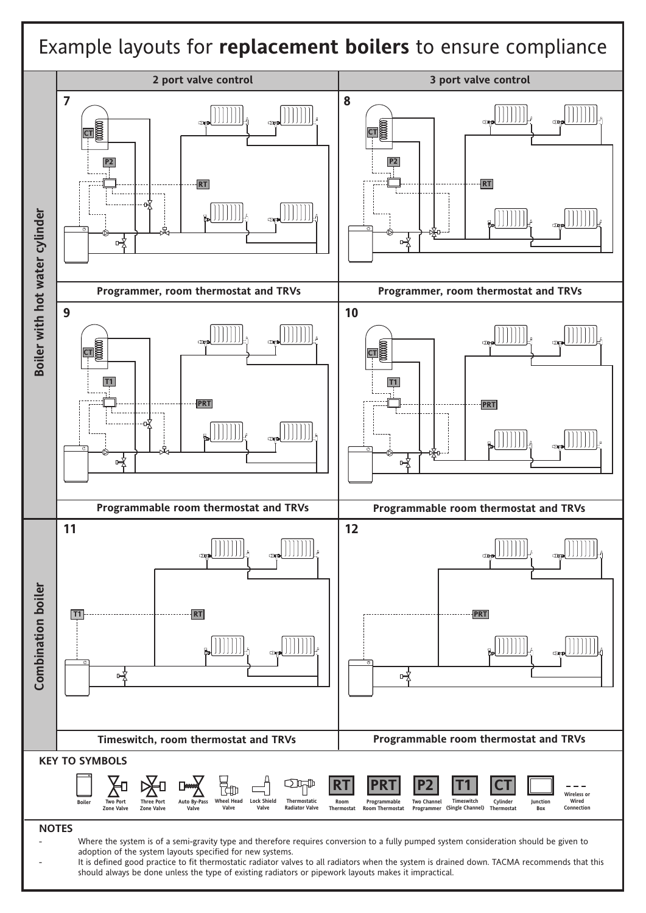# Example layouts for **replacement boilers** to ensure compliance

## Boiler with hot water cylinder

**2 port valve control**

**7**

CT
P2
RT

**Programmer, room thermostat and TRVs**

**3 port valve control**

**8**

CT
P2
RT

**Programmer, room thermostat and TRVs**

**9**

CT
T1
PRT

**Programmable room thermostat and TRVs**

**10**

CT
T1
PRT

**Programmable room thermostat and TRVs**

## Combination boiler

**11**

T1
RT

**Timeswitch, room thermostat and TRVs**

**12**

PRT

**Programmable room thermostat and TRVs**

### KEY TO SYMBOLS

Boiler
Two Port Zone Valve
Three Port Zone Valve
Auto By-Pass Valve
Wheel Head Valve
Lock Shield Valve
Thermostatic Radiator Valve
RT Room Thermostat
PRT Programmable Room Thermostat
P2 Two Channel Programmer
T1 Timeswitch (Single Channel)
CT Cylinder Thermostat
Junction Box
Wireless or Wired Connection

### NOTES

- Where the system is of a semi-gravity type and therefore requires conversion to a fully pumped system consideration should be given to adoption of the system layouts specified for new systems.
- It is defined good practice to fit thermostatic radiator valves to all radiators when the system is drained down. TACMA recommends that this should always be done unless the type of existing radiators or pipework layouts makes it impractical.